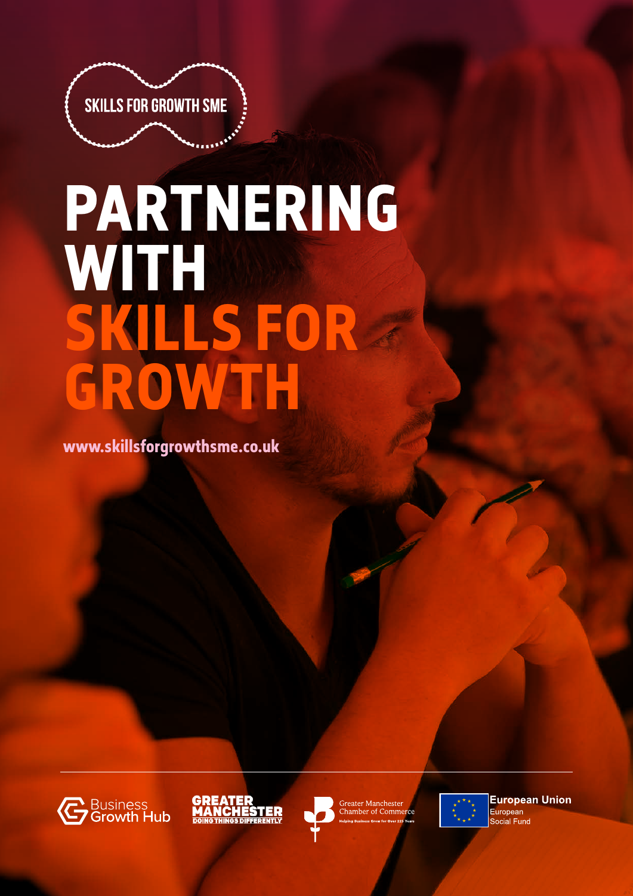SKILLS FOR GROWTH SME

# PARTNERING WITH SKILLS FOR GROWTH

www.skillsforgrowthsme.co.uk

Business Growth Hub

GREATER MANCHESTER DOING THINGS DIFFERENTLY

Greater Manchester Chamber of Commerce
Helping Business Grow for Over 225 Years

European Union
European Social Fund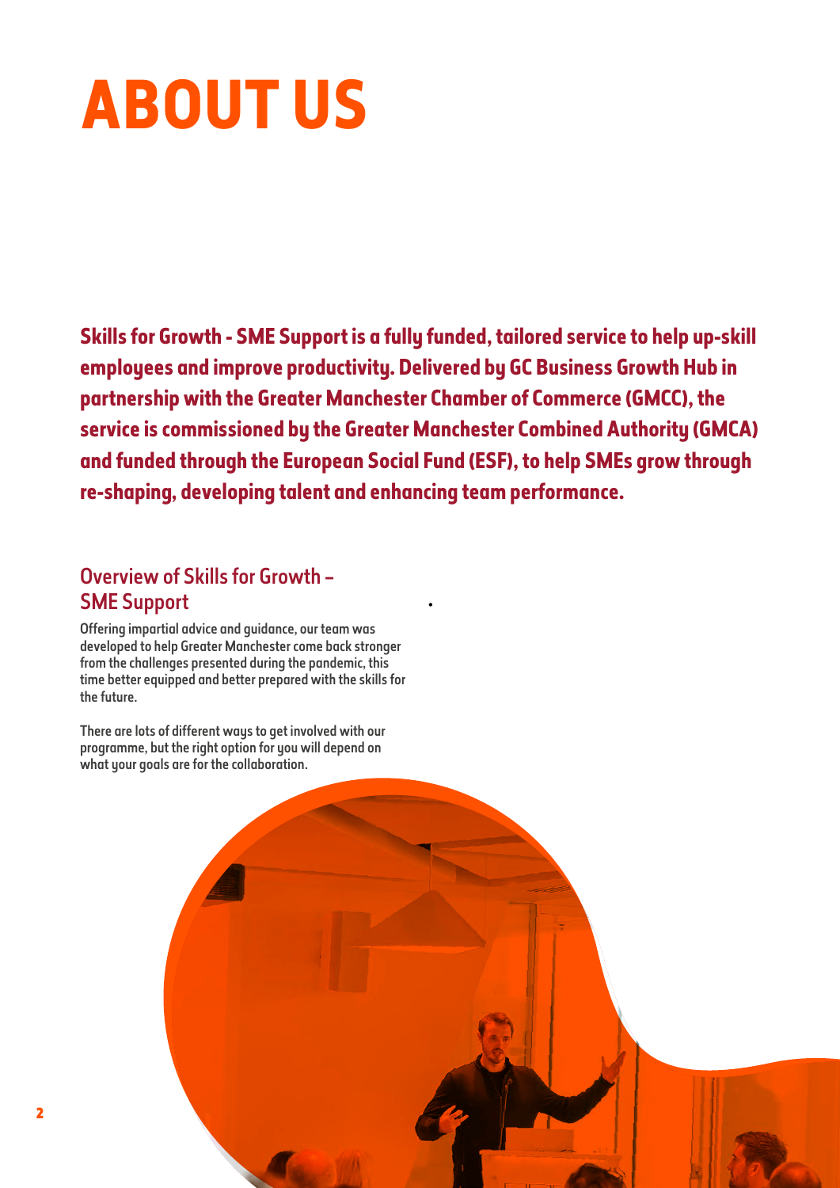# ABOUT US

**Skills for Growth - SME Support is a fully funded, tailored service to help up-skill employees and improve productivity. Delivered by GC Business Growth Hub in partnership with the Greater Manchester Chamber of Commerce (GMCC), the service is commissioned by the Greater Manchester Combined Authority (GMCA) and funded through the European Social Fund (ESF), to help SMEs grow through re-shaping, developing talent and enhancing team performance.**

## Overview of Skills for Growth – SME Support

Offering impartial advice and guidance, our team was developed to help Greater Manchester come back stronger from the challenges presented during the pandemic, this time better equipped and better prepared with the skills for the future.

There are lots of different ways to get involved with our programme, but the right option for you will depend on what your goals are for the collaboration.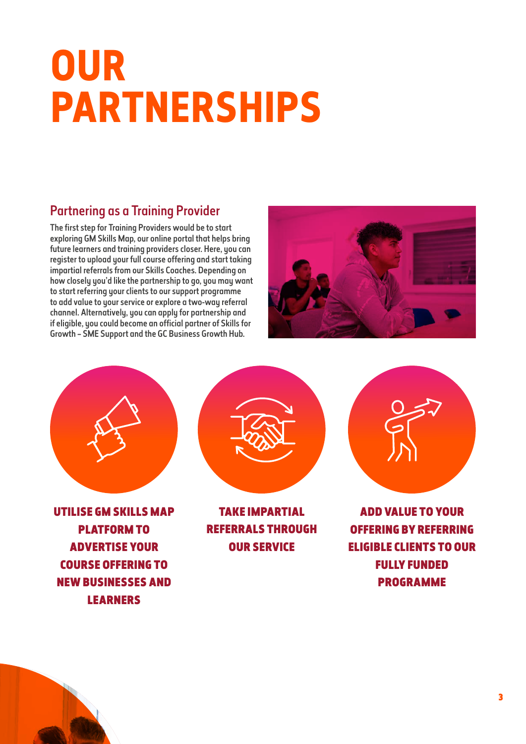# OUR PARTNERSHIPS

## Partnering as a Training Provider

The first step for Training Providers would be to start exploring GM Skills Map, our online portal that helps bring future learners and training providers closer. Here, you can register to upload your full course offering and start taking impartial referrals from our Skills Coaches. Depending on how closely you'd like the partnership to go, you may want to start referring your clients to our support programme to add value to your service or explore a two-way referral channel. Alternatively, you can apply for partnership and if eligible, you could become an official partner of Skills for Growth – SME Support and the GC Business Growth Hub.

**UTILISE GM SKILLS MAP PLATFORM TO ADVERTISE YOUR COURSE OFFERING TO NEW BUSINESSES AND LEARNERS**

**TAKE IMPARTIAL REFERRALS THROUGH OUR SERVICE**

**ADD VALUE TO YOUR OFFERING BY REFERRING ELIGIBLE CLIENTS TO OUR FULLY FUNDED PROGRAMME**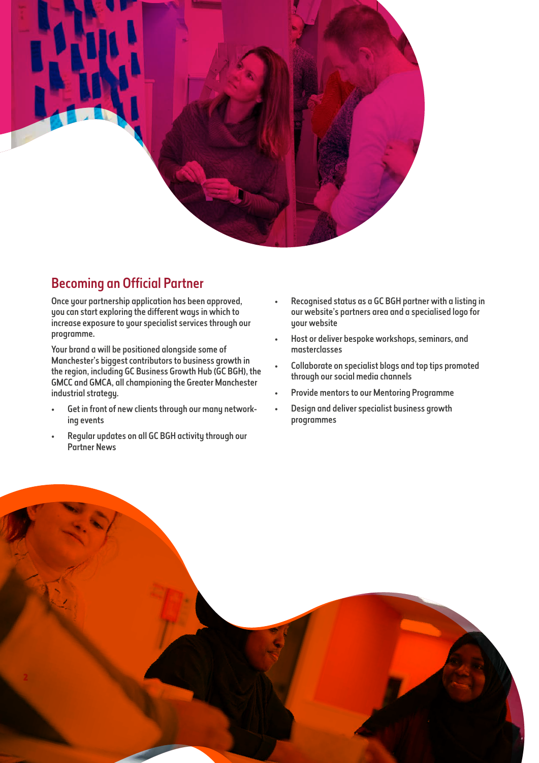## Becoming an Official Partner

Once your partnership application has been approved, you can start exploring the different ways in which to increase exposure to your specialist services through our programme.

Your brand a will be positioned alongside some of Manchester's biggest contributors to business growth in the region, including GC Business Growth Hub (GC BGH), the GMCC and GMCA, all championing the Greater Manchester industrial strategy.

- Get in front of new clients through our many networking events
- Regular updates on all GC BGH activity through our Partner News
- Recognised status as a GC BGH partner with a listing in our website's partners area and a specialised logo for your website
- Host or deliver bespoke workshops, seminars, and masterclasses
- Collaborate on specialist blogs and top tips promoted through our social media channels
- Provide mentors to our Mentoring Programme
- Design and deliver specialist business growth programmes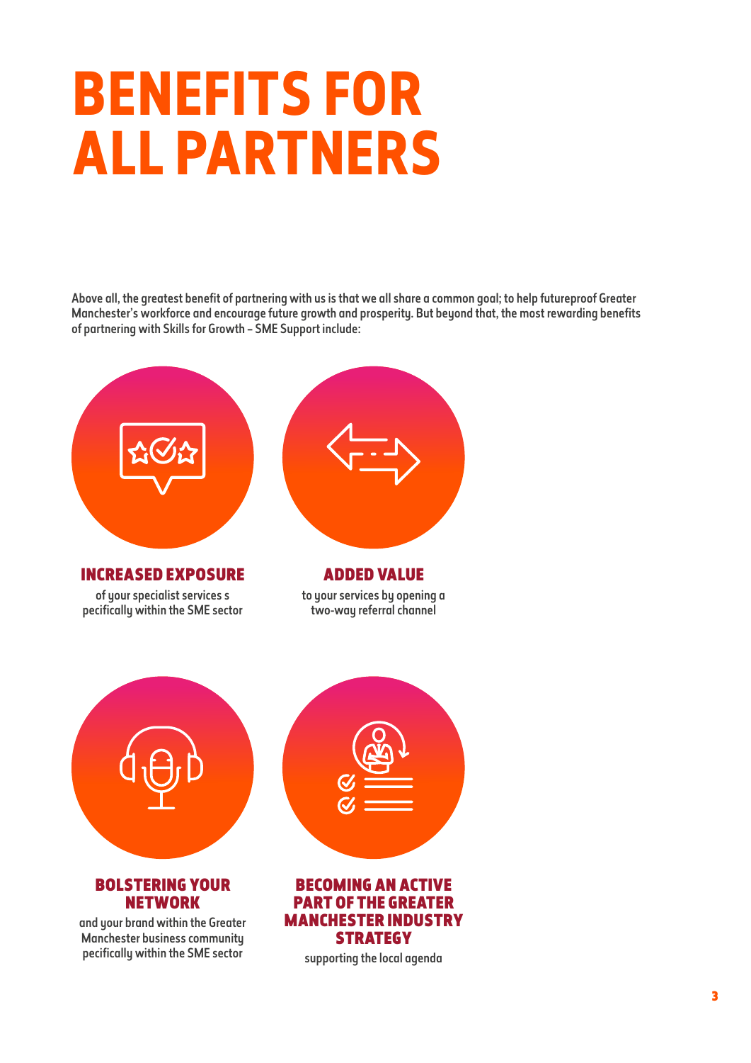# BENEFITS FOR ALL PARTNERS

Above all, the greatest benefit of partnering with us is that we all share a common goal; to help futureproof Greater Manchester's workforce and encourage future growth and prosperity. But beyond that, the most rewarding benefits of partnering with Skills for Growth – SME Support include:

### INCREASED EXPOSURE

of your specialist services s pecifically within the SME sector

### ADDED VALUE

to your services by opening a two-way referral channel

### BOLSTERING YOUR NETWORK

and your brand within the Greater Manchester business community pecifically within the SME sector

### BECOMING AN ACTIVE PART OF THE GREATER MANCHESTER INDUSTRY STRATEGY

supporting the local agenda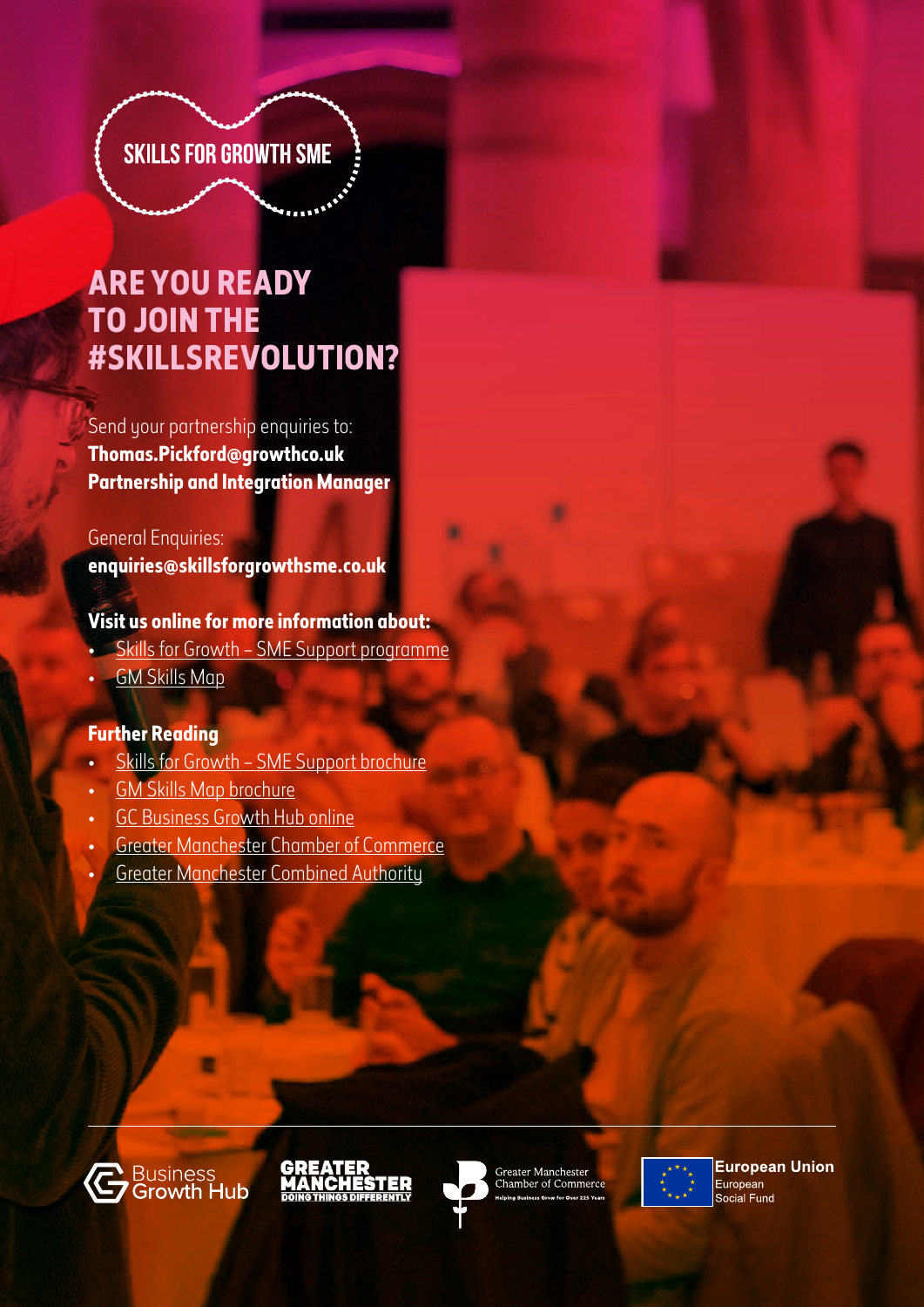SKILLS FOR GROWTH SME

# ARE YOU READY TO JOIN THE #SKILLSREVOLUTION?

Send your partnership enquiries to:
**Thomas.Pickford@growthco.uk**
**Partnership and Integration Manager**

General Enquiries:
**enquiries@skillsforgrowthsme.co.uk**

**Visit us online for more information about:**

- Skills for Growth – SME Support programme
- GM Skills Map

**Further Reading**

- Skills for Growth – SME Support brochure
- GM Skills Map brochure
- GC Business Growth Hub online
- Greater Manchester Chamber of Commerce
- Greater Manchester Combined Authority

Business Growth Hub

GREATER MANCHESTER DOING THINGS DIFFERENTLY

Greater Manchester Chamber of Commerce
Helping Business Grow for Over 225 Years

European Union
European
Social Fund